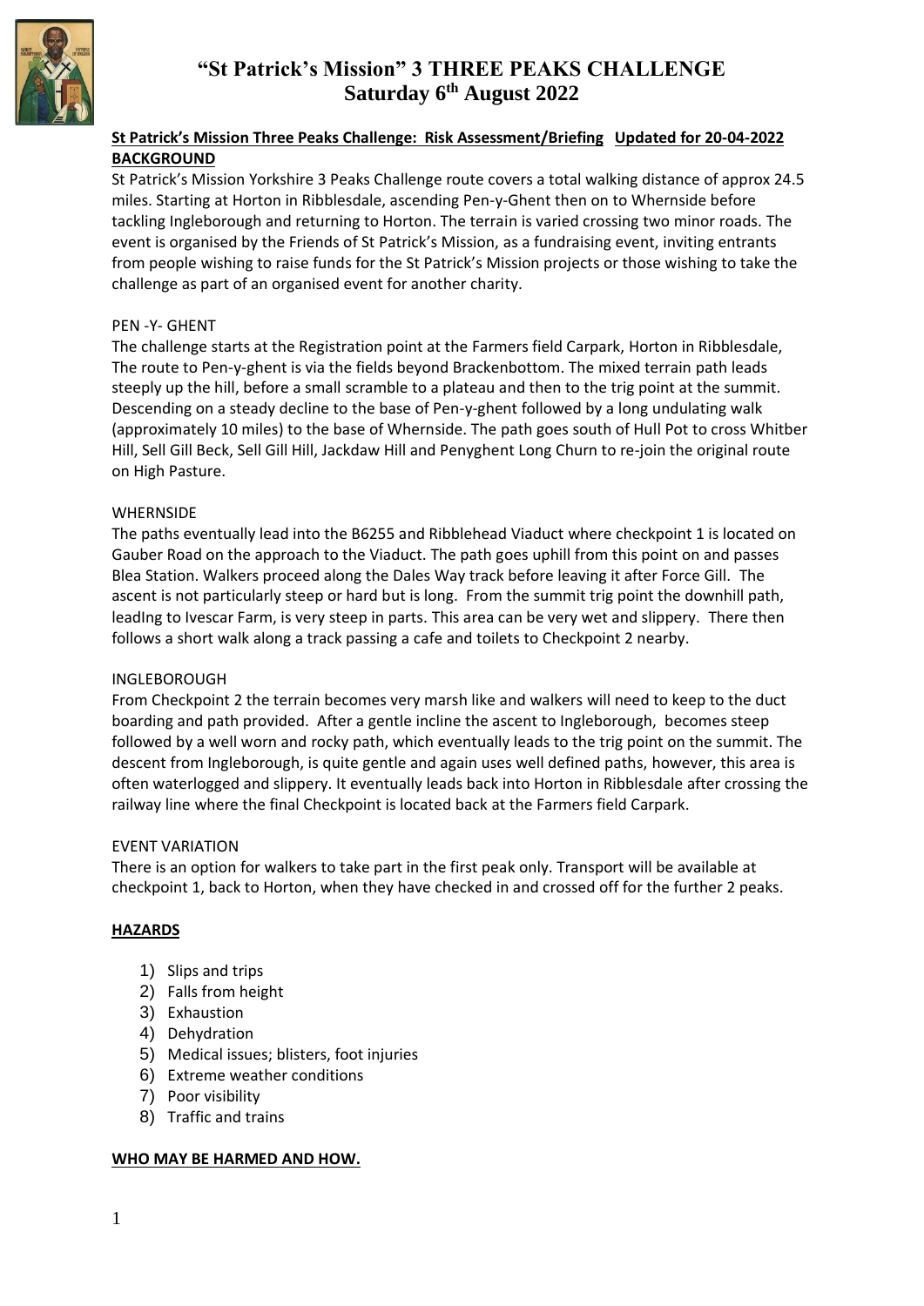# "St Patrick's Mission" 3 THREE PEAKS CHALLENGE
# Saturday 6th August 2022

**St Patrick's Mission Three Peaks Challenge: Risk Assessment/Briefing Updated for 20-04-2022**

**BACKGROUND**

St Patrick's Mission Yorkshire 3 Peaks Challenge route covers a total walking distance of approx 24.5 miles. Starting at Horton in Ribblesdale, ascending Pen-y-Ghent then on to Whernside before tackling Ingleborough and returning to Horton. The terrain is varied crossing two minor roads. The event is organised by the Friends of St Patrick's Mission, as a fundraising event, inviting entrants from people wishing to raise funds for the St Patrick's Mission projects or those wishing to take the challenge as part of an organised event for another charity.

PEN -Y- GHENT

The challenge starts at the Registration point at the Farmers field Carpark, Horton in Ribblesdale, The route to Pen-y-ghent is via the fields beyond Brackenbottom. The mixed terrain path leads steeply up the hill, before a small scramble to a plateau and then to the trig point at the summit. Descending on a steady decline to the base of Pen-y-ghent followed by a long undulating walk (approximately 10 miles) to the base of Whernside. The path goes south of Hull Pot to cross Whitber Hill, Sell Gill Beck, Sell Gill Hill, Jackdaw Hill and Penyghent Long Churn to re-join the original route on High Pasture.

WHERNSIDE

The paths eventually lead into the B6255 and Ribblehead Viaduct where checkpoint 1 is located on Gauber Road on the approach to the Viaduct. The path goes uphill from this point on and passes Blea Station. Walkers proceed along the Dales Way track before leaving it after Force Gill. The ascent is not particularly steep or hard but is long. From the summit trig point the downhill path, leadIng to Ivescar Farm, is very steep in parts. This area can be very wet and slippery. There then follows a short walk along a track passing a cafe and toilets to Checkpoint 2 nearby.

INGLEBOROUGH

From Checkpoint 2 the terrain becomes very marsh like and walkers will need to keep to the duct boarding and path provided. After a gentle incline the ascent to Ingleborough, becomes steep followed by a well worn and rocky path, which eventually leads to the trig point on the summit. The descent from Ingleborough, is quite gentle and again uses well defined paths, however, this area is often waterlogged and slippery. It eventually leads back into Horton in Ribblesdale after crossing the railway line where the final Checkpoint is located back at the Farmers field Carpark.

EVENT VARIATION

There is an option for walkers to take part in the first peak only. Transport will be available at checkpoint 1, back to Horton, when they have checked in and crossed off for the further 2 peaks.

**HAZARDS**

1) Slips and trips
2) Falls from height
3) Exhaustion
4) Dehydration
5) Medical issues; blisters, foot injuries
6) Extreme weather conditions
7) Poor visibility
8) Traffic and trains

**WHO MAY BE HARMED AND HOW.**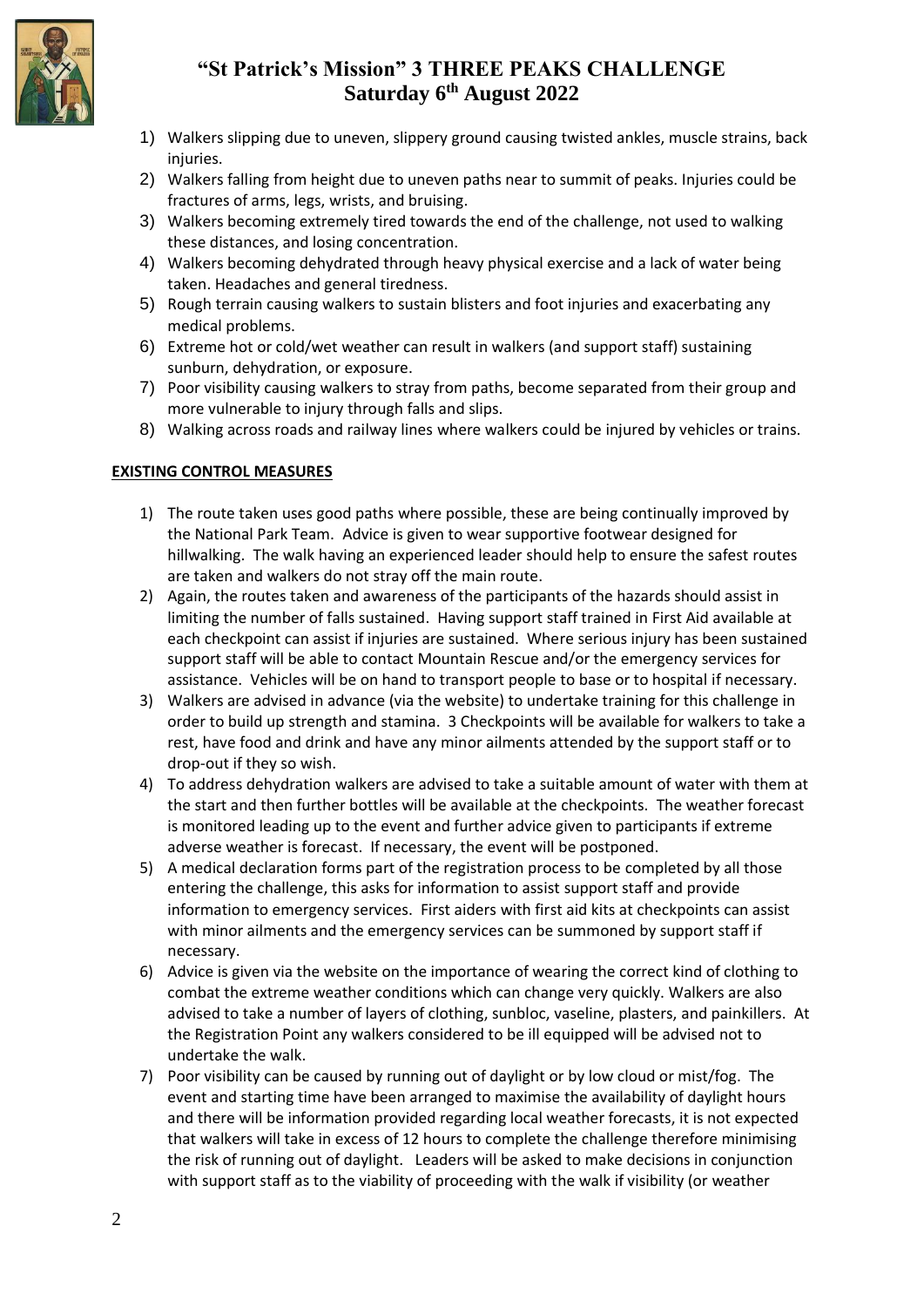# "St Patrick's Mission" 3 THREE PEAKS CHALLENGE
## Saturday 6th August 2022

1) Walkers slipping due to uneven, slippery ground causing twisted ankles, muscle strains, back injuries.
2) Walkers falling from height due to uneven paths near to summit of peaks. Injuries could be fractures of arms, legs, wrists, and bruising.
3) Walkers becoming extremely tired towards the end of the challenge, not used to walking these distances, and losing concentration.
4) Walkers becoming dehydrated through heavy physical exercise and a lack of water being taken. Headaches and general tiredness.
5) Rough terrain causing walkers to sustain blisters and foot injuries and exacerbating any medical problems.
6) Extreme hot or cold/wet weather can result in walkers (and support staff) sustaining sunburn, dehydration, or exposure.
7) Poor visibility causing walkers to stray from paths, become separated from their group and more vulnerable to injury through falls and slips.
8) Walking across roads and railway lines where walkers could be injured by vehicles or trains.

**EXISTING CONTROL MEASURES**

1) The route taken uses good paths where possible, these are being continually improved by the National Park Team. Advice is given to wear supportive footwear designed for hillwalking. The walk having an experienced leader should help to ensure the safest routes are taken and walkers do not stray off the main route.
2) Again, the routes taken and awareness of the participants of the hazards should assist in limiting the number of falls sustained. Having support staff trained in First Aid available at each checkpoint can assist if injuries are sustained. Where serious injury has been sustained support staff will be able to contact Mountain Rescue and/or the emergency services for assistance. Vehicles will be on hand to transport people to base or to hospital if necessary.
3) Walkers are advised in advance (via the website) to undertake training for this challenge in order to build up strength and stamina. 3 Checkpoints will be available for walkers to take a rest, have food and drink and have any minor ailments attended by the support staff or to drop-out if they so wish.
4) To address dehydration walkers are advised to take a suitable amount of water with them at the start and then further bottles will be available at the checkpoints. The weather forecast is monitored leading up to the event and further advice given to participants if extreme adverse weather is forecast. If necessary, the event will be postponed.
5) A medical declaration forms part of the registration process to be completed by all those entering the challenge, this asks for information to assist support staff and provide information to emergency services. First aiders with first aid kits at checkpoints can assist with minor ailments and the emergency services can be summoned by support staff if necessary.
6) Advice is given via the website on the importance of wearing the correct kind of clothing to combat the extreme weather conditions which can change very quickly. Walkers are also advised to take a number of layers of clothing, sunbloc, vaseline, plasters, and painkillers. At the Registration Point any walkers considered to be ill equipped will be advised not to undertake the walk.
7) Poor visibility can be caused by running out of daylight or by low cloud or mist/fog. The event and starting time have been arranged to maximise the availability of daylight hours and there will be information provided regarding local weather forecasts, it is not expected that walkers will take in excess of 12 hours to complete the challenge therefore minimising the risk of running out of daylight. Leaders will be asked to make decisions in conjunction with support staff as to the viability of proceeding with the walk if visibility (or weather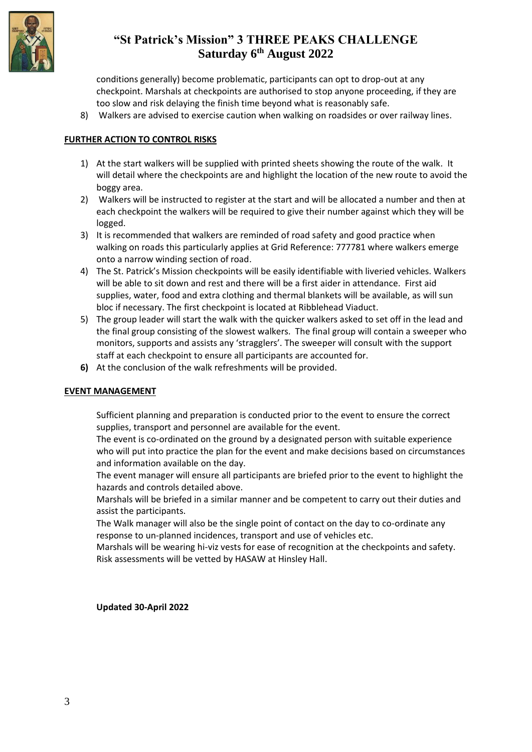conditions generally) become problematic, participants can opt to drop-out at any checkpoint. Marshals at checkpoints are authorised to stop anyone proceeding, if they are too slow and risk delaying the finish time beyond what is reasonably safe.

8) Walkers are advised to exercise caution when walking on roadsides or over railway lines.

**FURTHER ACTION TO CONTROL RISKS**

1) At the start walkers will be supplied with printed sheets showing the route of the walk. It will detail where the checkpoints are and highlight the location of the new route to avoid the boggy area.
2) Walkers will be instructed to register at the start and will be allocated a number and then at each checkpoint the walkers will be required to give their number against which they will be logged.
3) It is recommended that walkers are reminded of road safety and good practice when walking on roads this particularly applies at Grid Reference: 777781 where walkers emerge onto a narrow winding section of road.
4) The St. Patrick's Mission checkpoints will be easily identifiable with liveried vehicles. Walkers will be able to sit down and rest and there will be a first aider in attendance. First aid supplies, water, food and extra clothing and thermal blankets will be available, as will sun bloc if necessary. The first checkpoint is located at Ribblehead Viaduct.
5) The group leader will start the walk with the quicker walkers asked to set off in the lead and the final group consisting of the slowest walkers. The final group will contain a sweeper who monitors, supports and assists any 'stragglers'. The sweeper will consult with the support staff at each checkpoint to ensure all participants are accounted for.
6) At the conclusion of the walk refreshments will be provided.

**EVENT MANAGEMENT**

Sufficient planning and preparation is conducted prior to the event to ensure the correct supplies, transport and personnel are available for the event.

The event is co-ordinated on the ground by a designated person with suitable experience who will put into practice the plan for the event and make decisions based on circumstances and information available on the day.

The event manager will ensure all participants are briefed prior to the event to highlight the hazards and controls detailed above.

Marshals will be briefed in a similar manner and be competent to carry out their duties and assist the participants.

The Walk manager will also be the single point of contact on the day to co-ordinate any response to un-planned incidences, transport and use of vehicles etc.

Marshals will be wearing hi-viz vests for ease of recognition at the checkpoints and safety.

Risk assessments will be vetted by HASAW at Hinsley Hall.

**Updated 30-April 2022**